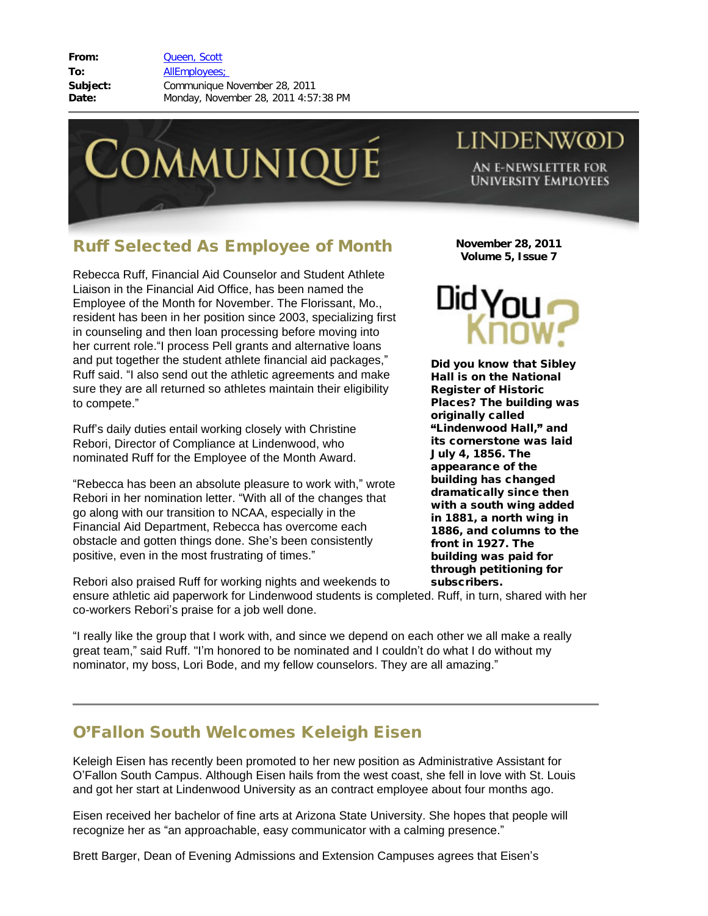**From:** Queen, Scott
**To:** AllEmployees;
**Subject:** Communique November 28, 2011
**Date:** Monday, November 28, 2011 4:57:38 PM

# COMMUNIQUÉ

LINDENWOOD

AN E-NEWSLETTER FOR UNIVERSITY EMPLOYEES

**November 28, 2011**
**Volume 5, Issue 7**

## Ruff Selected As Employee of Month

Rebecca Ruff, Financial Aid Counselor and Student Athlete Liaison in the Financial Aid Office, has been named the Employee of the Month for November. The Florissant, Mo., resident has been in her position since 2003, specializing first in counseling and then loan processing before moving into her current role."I process Pell grants and alternative loans and put together the student athlete financial aid packages," Ruff said. "I also send out the athletic agreements and make sure they are all returned so athletes maintain their eligibility to compete."

Ruff's daily duties entail working closely with Christine Rebori, Director of Compliance at Lindenwood, who nominated Ruff for the Employee of the Month Award.

"Rebecca has been an absolute pleasure to work with," wrote Rebori in her nomination letter. "With all of the changes that go along with our transition to NCAA, especially in the Financial Aid Department, Rebecca has overcome each obstacle and gotten things done. She's been consistently positive, even in the most frustrating of times."

Rebori also praised Ruff for working nights and weekends to ensure athletic aid paperwork for Lindenwood students is completed. Ruff, in turn, shared with her co-workers Rebori's praise for a job well done.

"I really like the group that I work with, and since we depend on each other we all make a really great team," said Ruff. "I'm honored to be nominated and I couldn't do what I do without my nominator, my boss, Lori Bode, and my fellow counselors. They are all amazing."

### Did You Know?

**Did you know that Sibley Hall is on the National Register of Historic Places? The building was originally called "Lindenwood Hall," and its cornerstone was laid July 4, 1856. The appearance of the building has changed dramatically since then with a south wing added in 1881, a north wing in 1886, and columns to the front in 1927. The building was paid for through petitioning for subscribers.**

---

## O'Fallon South Welcomes Keleigh Eisen

Keleigh Eisen has recently been promoted to her new position as Administrative Assistant for O'Fallon South Campus. Although Eisen hails from the west coast, she fell in love with St. Louis and got her start at Lindenwood University as an contract employee about four months ago.

Eisen received her bachelor of fine arts at Arizona State University. She hopes that people will recognize her as "an approachable, easy communicator with a calming presence."

Brett Barger, Dean of Evening Admissions and Extension Campuses agrees that Eisen's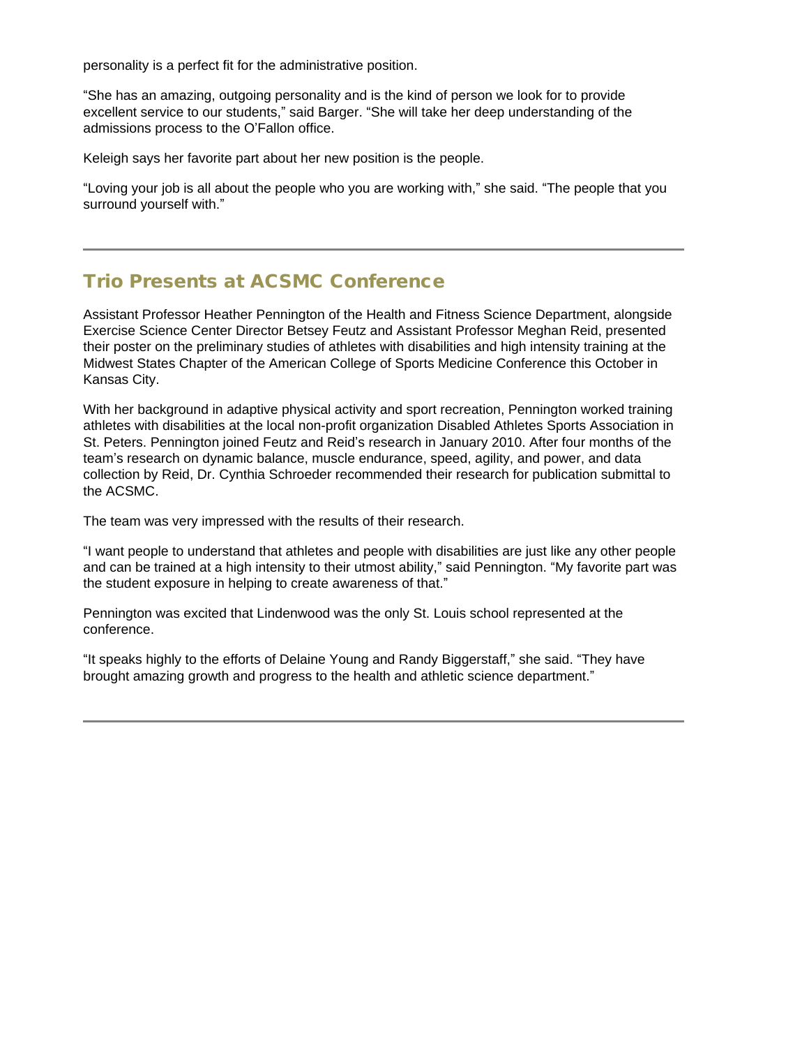personality is a perfect fit for the administrative position.

"She has an amazing, outgoing personality and is the kind of person we look for to provide excellent service to our students," said Barger. "She will take her deep understanding of the admissions process to the O'Fallon office.

Keleigh says her favorite part about her new position is the people.

"Loving your job is all about the people who you are working with," she said. "The people that you surround yourself with."

---

## Trio Presents at ACSMC Conference

Assistant Professor Heather Pennington of the Health and Fitness Science Department, alongside Exercise Science Center Director Betsey Feutz and Assistant Professor Meghan Reid, presented their poster on the preliminary studies of athletes with disabilities and high intensity training at the Midwest States Chapter of the American College of Sports Medicine Conference this October in Kansas City.

With her background in adaptive physical activity and sport recreation, Pennington worked training athletes with disabilities at the local non-profit organization Disabled Athletes Sports Association in St. Peters. Pennington joined Feutz and Reid's research in January 2010. After four months of the team's research on dynamic balance, muscle endurance, speed, agility, and power, and data collection by Reid, Dr. Cynthia Schroeder recommended their research for publication submittal to the ACSMC.

The team was very impressed with the results of their research.

"I want people to understand that athletes and people with disabilities are just like any other people and can be trained at a high intensity to their utmost ability," said Pennington. "My favorite part was the student exposure in helping to create awareness of that."

Pennington was excited that Lindenwood was the only St. Louis school represented at the conference.

"It speaks highly to the efforts of Delaine Young and Randy Biggerstaff," she said. "They have brought amazing growth and progress to the health and athletic science department."

---